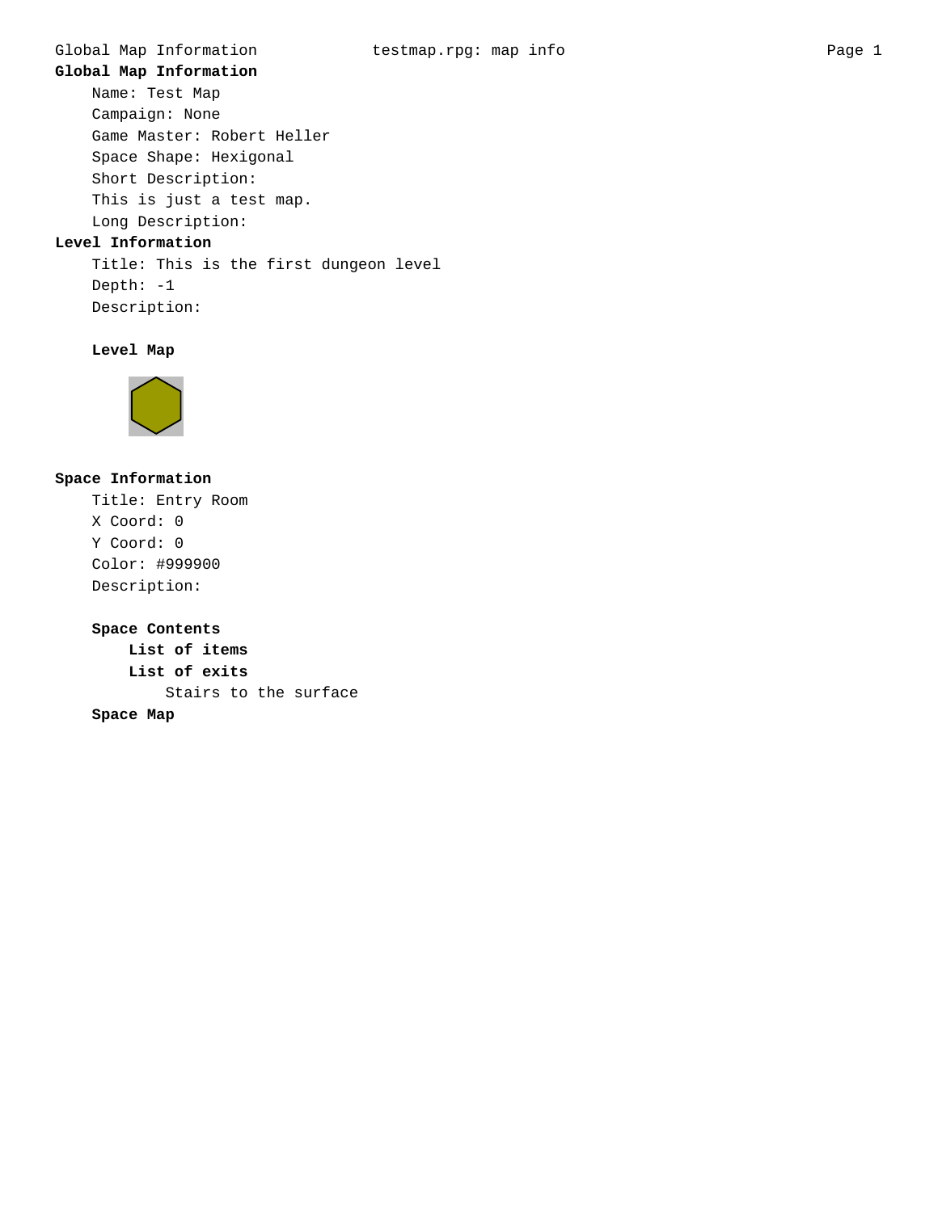## Global Map Information

Name: Test Map
Campaign: None
Game Master: Robert Heller
Space Shape: Hexigonal
Short Description:
This is just a test map.
Long Description:

## Level Information

Title: This is the first dungeon level
Depth: -1
Description:

### Level Map

## Space Information

Title: Entry Room
X Coord: 0
Y Coord: 0
Color: #999900
Description:

### Space Contents

#### List of items

#### List of exits

Stairs to the surface

### Space Map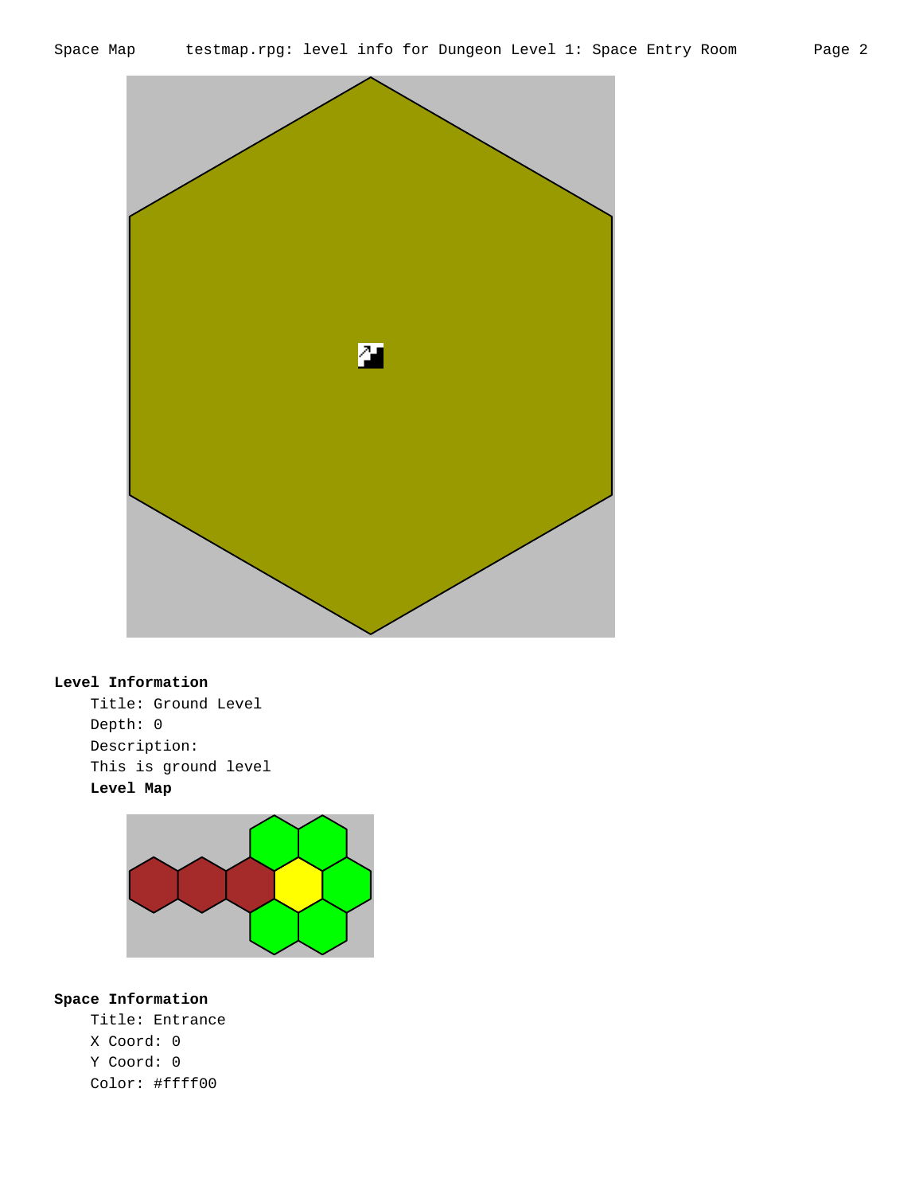**Level Information**

Title: Ground Level
Depth: 0
Description:
This is ground level

**Level Map**

**Space Information**

Title: Entrance
X Coord: 0
Y Coord: 0
Color: #ffff00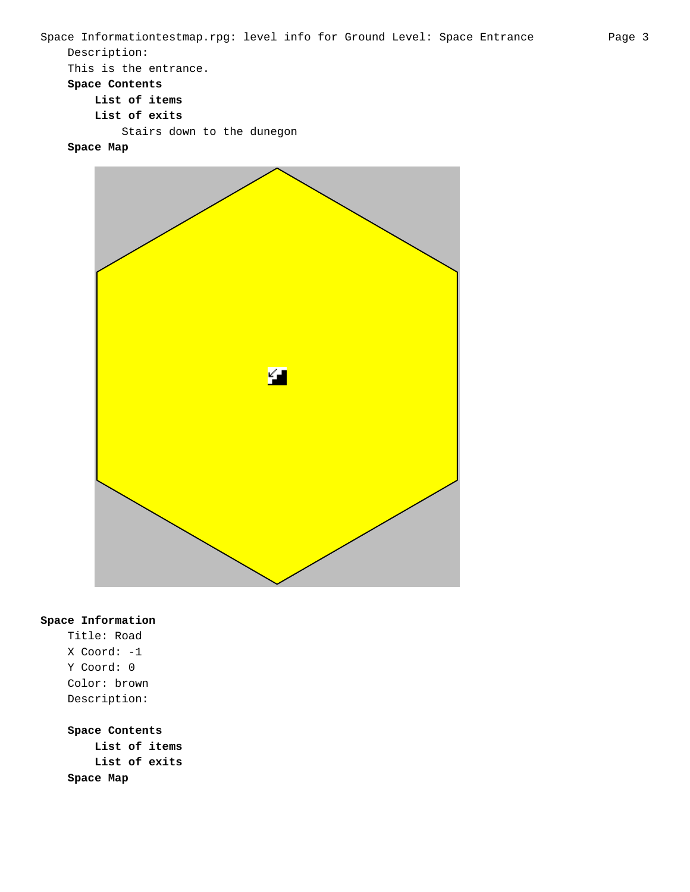Description:

This is the entrance.

**Space Contents**

**List of items**

**List of exits**

Stairs down to the dunegon

**Space Map**

**Space Information**

Title: Road

X Coord: -1

Y Coord: 0

Color: brown

Description:

**Space Contents**

**List of items**

**List of exits**

**Space Map**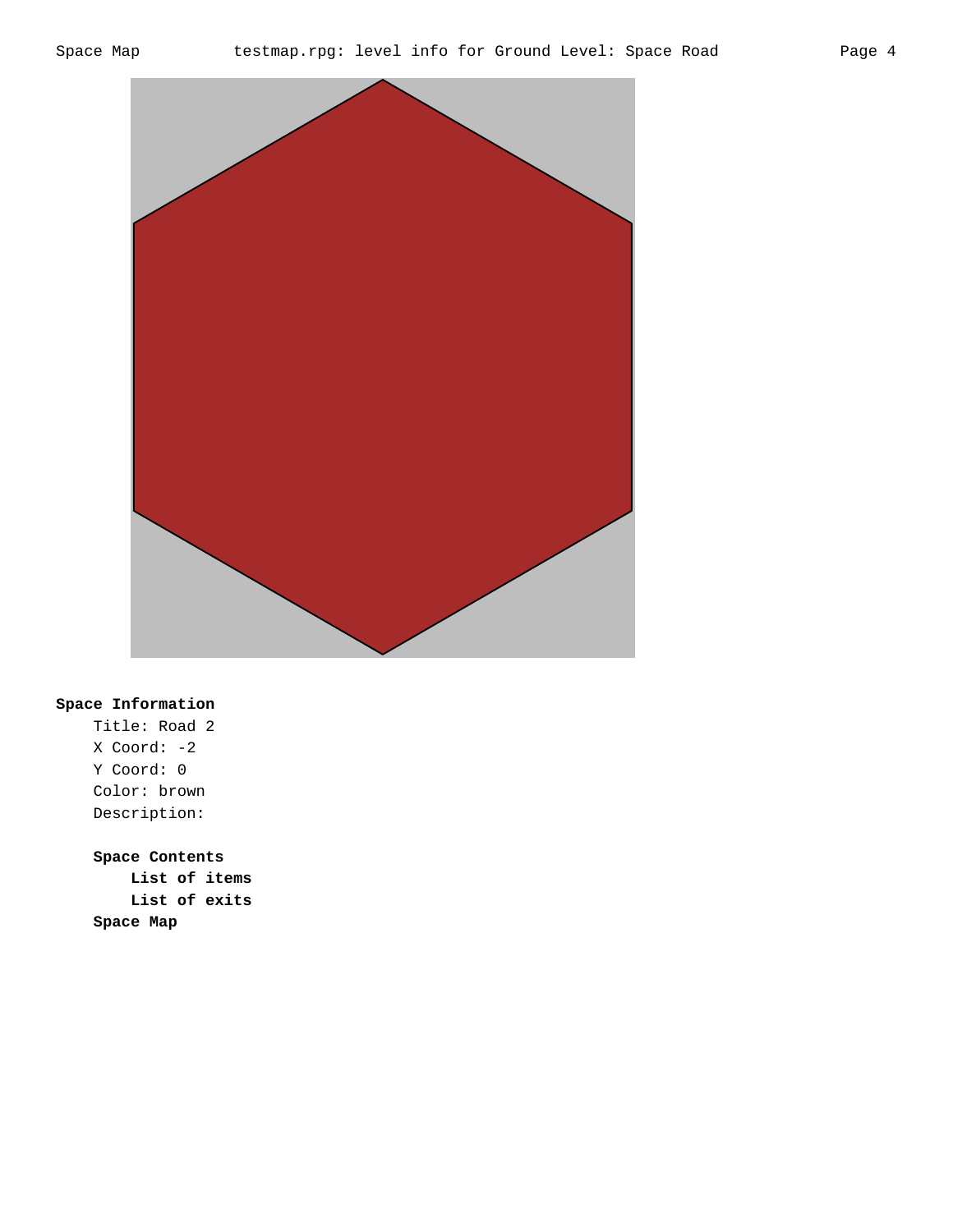**Space Information**

Title: Road 2
X Coord: -2
Y Coord: 0
Color: brown
Description:

**Space Contents**

**List of items**

**List of exits**

**Space Map**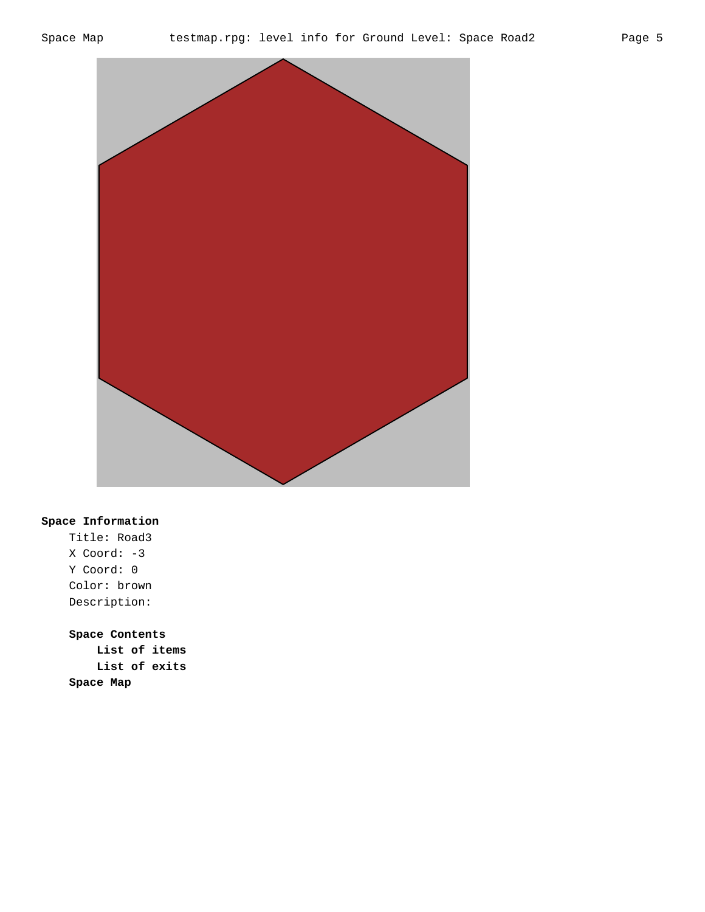**Space Information**

Title: Road3
X Coord: -3
Y Coord: 0
Color: brown
Description:

**Space Contents**

**List of items**

**List of exits**

**Space Map**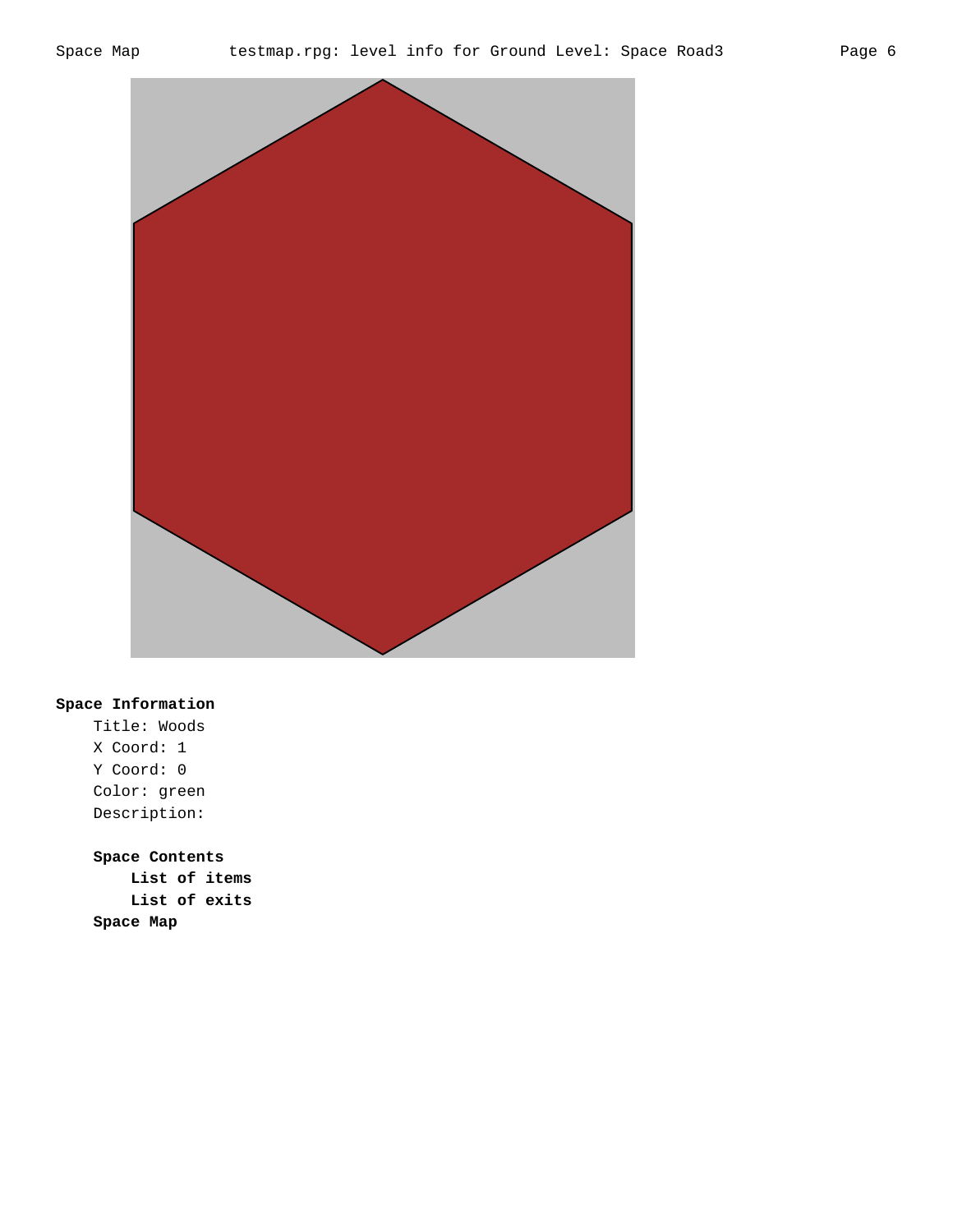**Space Information**

Title: Woods

X Coord: 1

Y Coord: 0

Color: green

Description:

**Space Contents**

**List of items**

**List of exits**

**Space Map**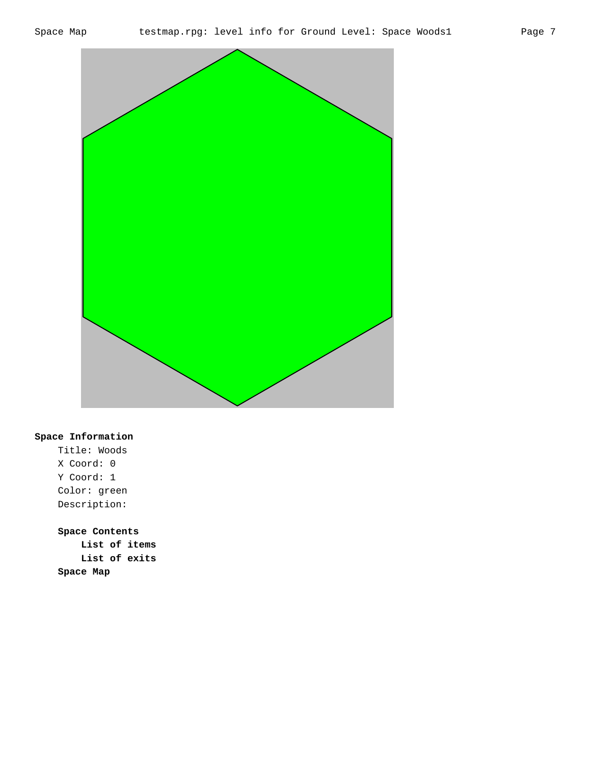**Space Information**

Title: Woods
X Coord: 0
Y Coord: 1
Color: green
Description:

**Space Contents**

**List of items**

**List of exits**

**Space Map**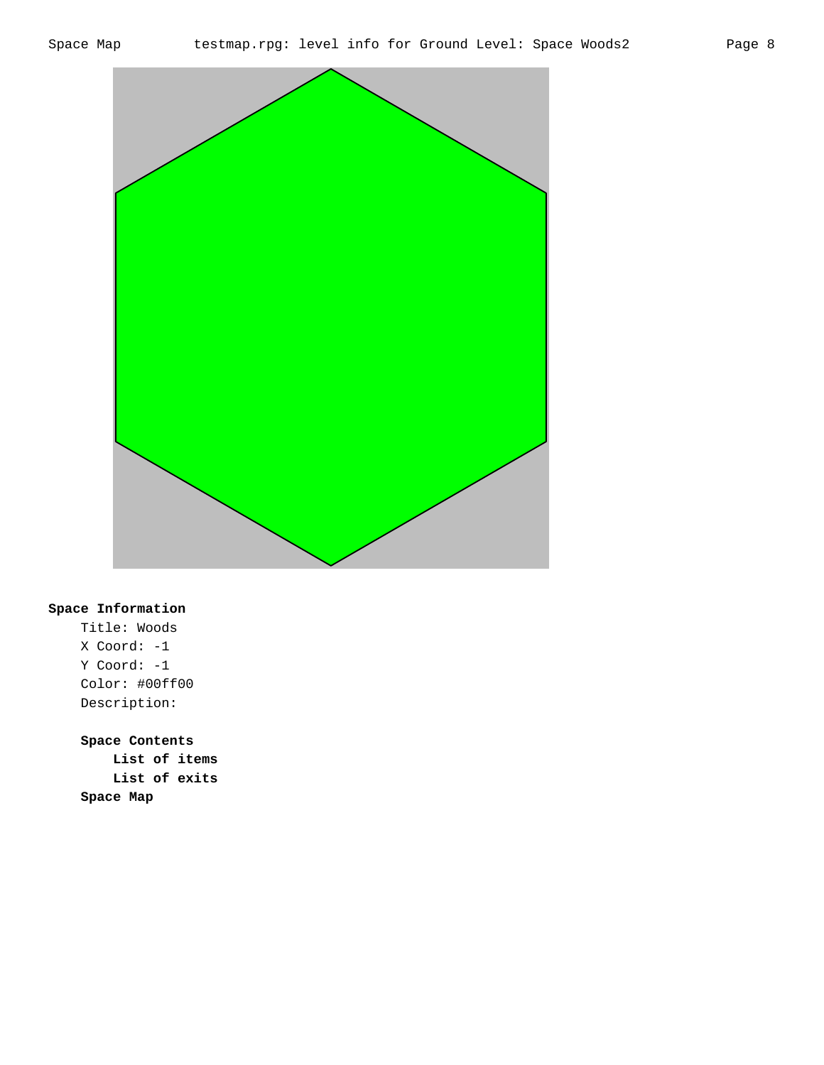**Space Information**

Title: Woods
X Coord: -1
Y Coord: -1
Color: #00ff00
Description:

**Space Contents**

**List of items**

**List of exits**

**Space Map**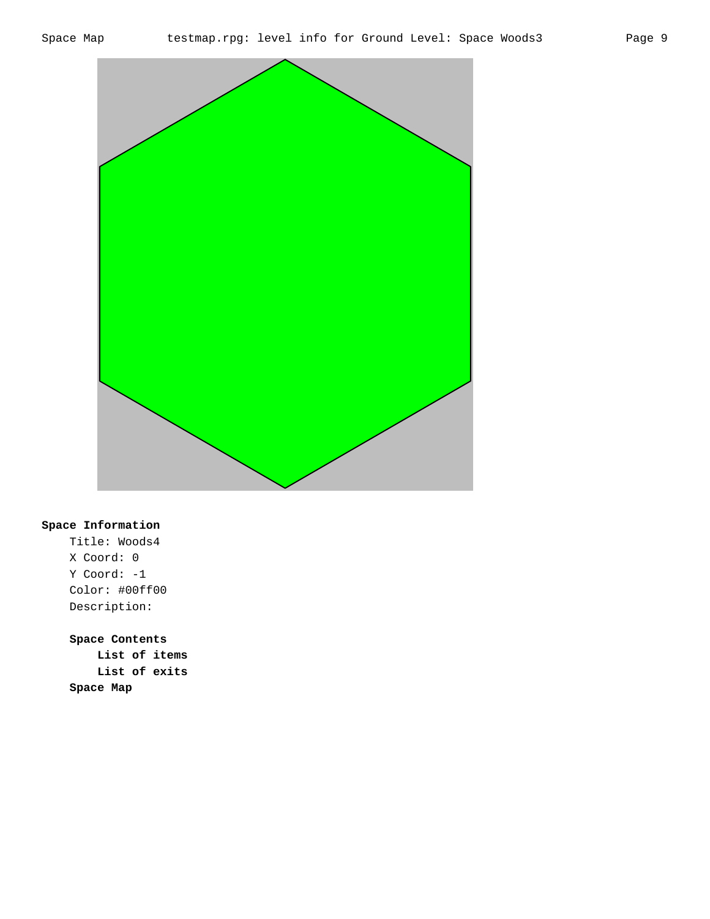**Space Information**

Title: Woods4
X Coord: 0
Y Coord: -1
Color: #00ff00
Description:

**Space Contents**

**List of items**

**List of exits**

**Space Map**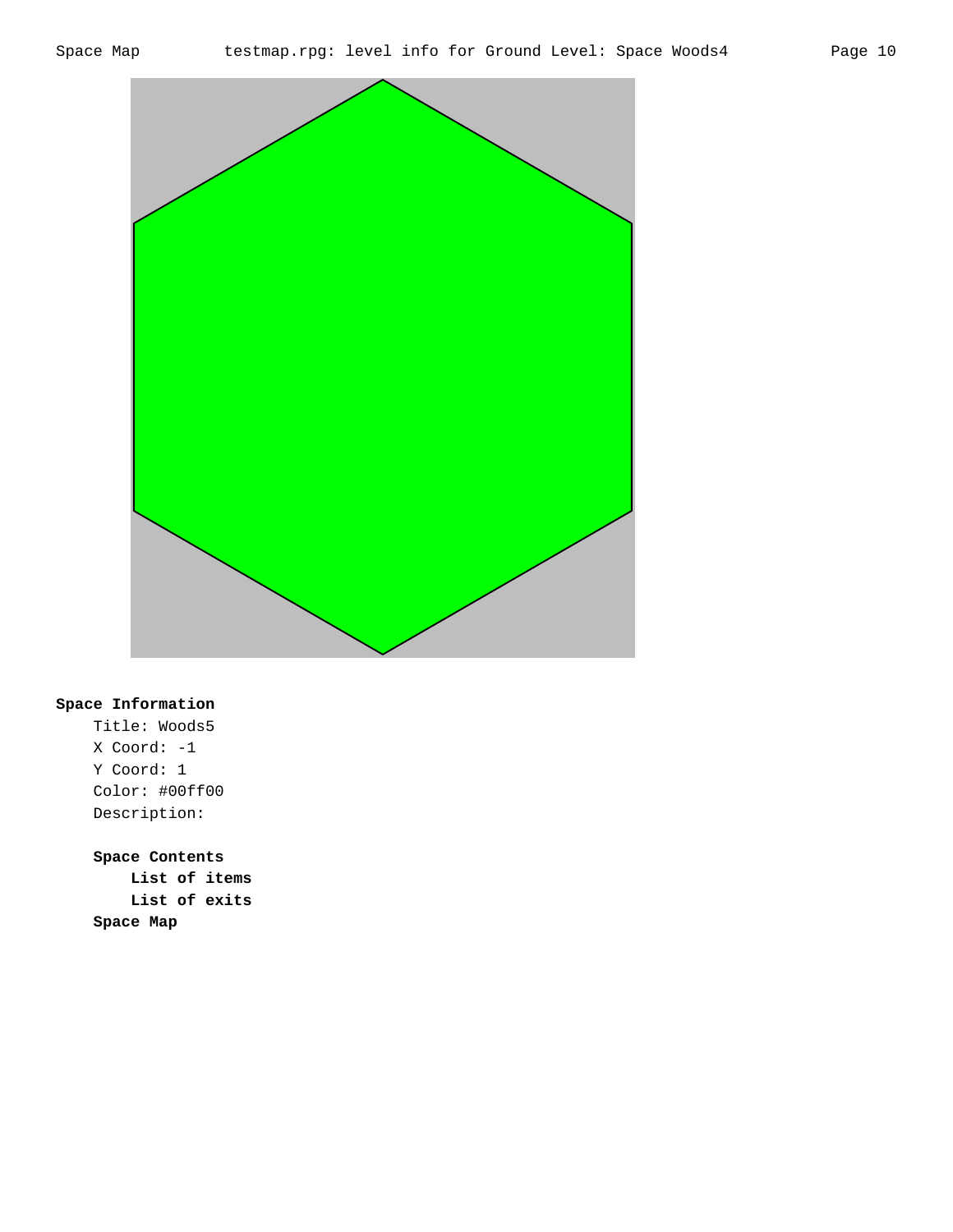**Space Information**

Title: Woods5
X Coord: -1
Y Coord: 1
Color: #00ff00
Description:

**Space Contents**

**List of items**

**List of exits**

**Space Map**